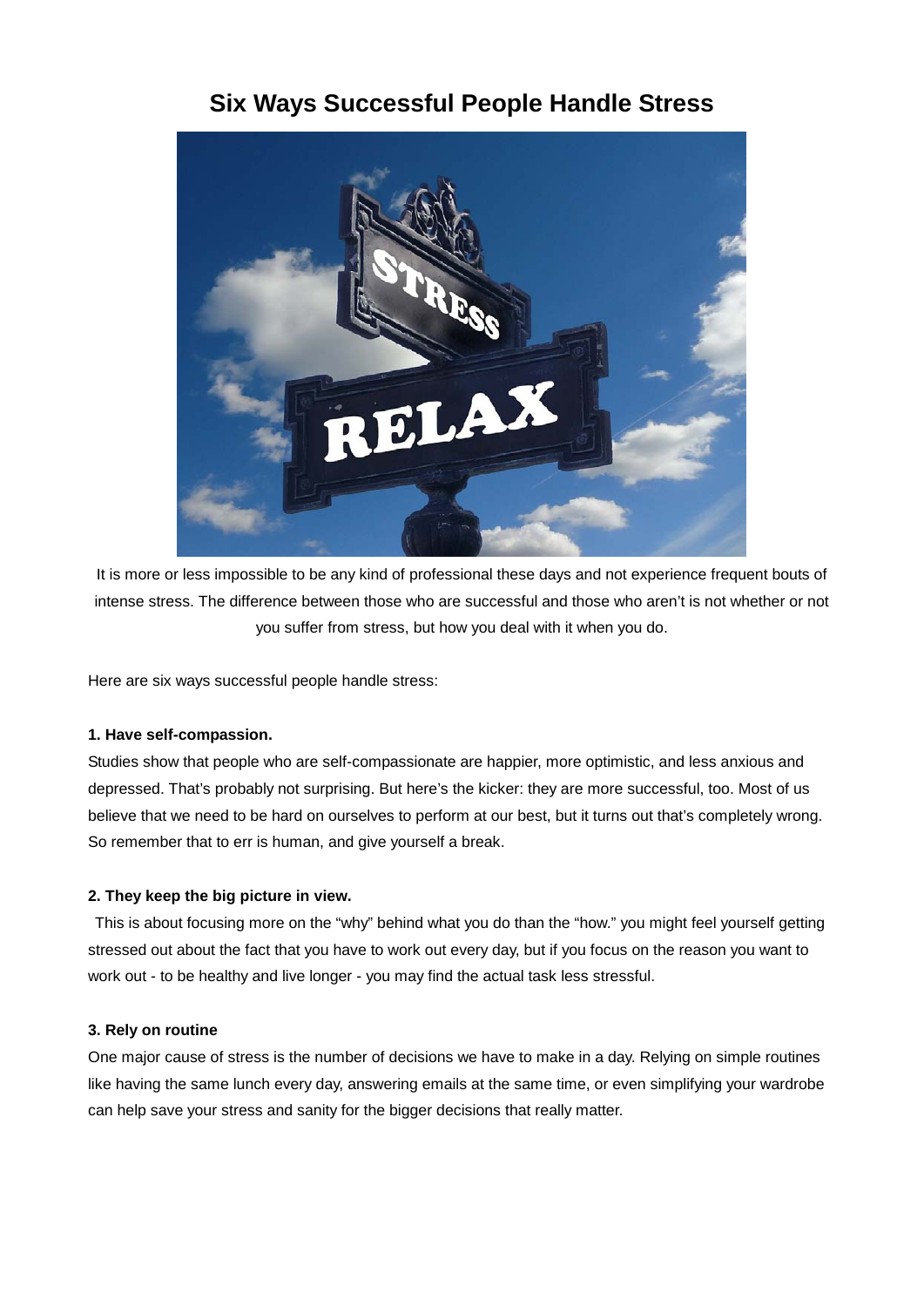# Six Ways Successful People Handle Stress

It is more or less impossible to be any kind of professional these days and not experience frequent bouts of intense stress. The difference between those who are successful and those who aren't is not whether or not you suffer from stress, but how you deal with it when you do.

Here are six ways successful people handle stress:

**1. Have self-compassion.**

Studies show that people who are self-compassionate are happier, more optimistic, and less anxious and depressed. That's probably not surprising. But here's the kicker: they are more successful, too. Most of us believe that we need to be hard on ourselves to perform at our best, but it turns out that's completely wrong. So remember that to err is human, and give yourself a break.

**2. They keep the big picture in view.**

This is about focusing more on the "why" behind what you do than the "how." you might feel yourself getting stressed out about the fact that you have to work out every day, but if you focus on the reason you want to work out - to be healthy and live longer - you may find the actual task less stressful.

**3. Rely on routine**

One major cause of stress is the number of decisions we have to make in a day. Relying on simple routines like having the same lunch every day, answering emails at the same time, or even simplifying your wardrobe can help save your stress and sanity for the bigger decisions that really matter.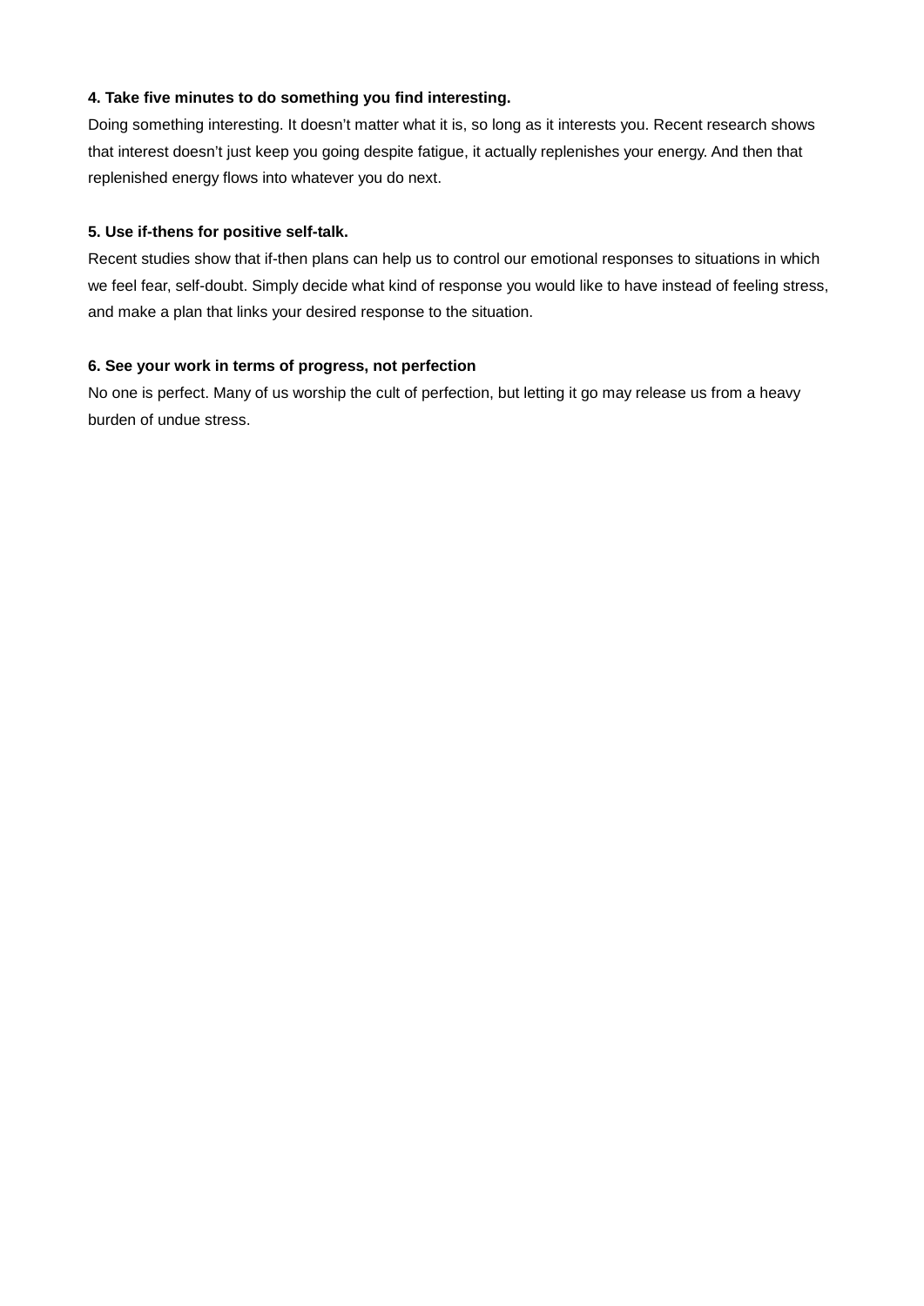**4. Take five minutes to do something you find interesting.**

Doing something interesting. It doesn't matter what it is, so long as it interests you. Recent research shows that interest doesn't just keep you going despite fatigue, it actually replenishes your energy. And then that replenished energy flows into whatever you do next.

**5. Use if-thens for positive self-talk.**

Recent studies show that if-then plans can help us to control our emotional responses to situations in which we feel fear, self-doubt. Simply decide what kind of response you would like to have instead of feeling stress, and make a plan that links your desired response to the situation.

**6. See your work in terms of progress, not perfection**

No one is perfect. Many of us worship the cult of perfection, but letting it go may release us from a heavy burden of undue stress.